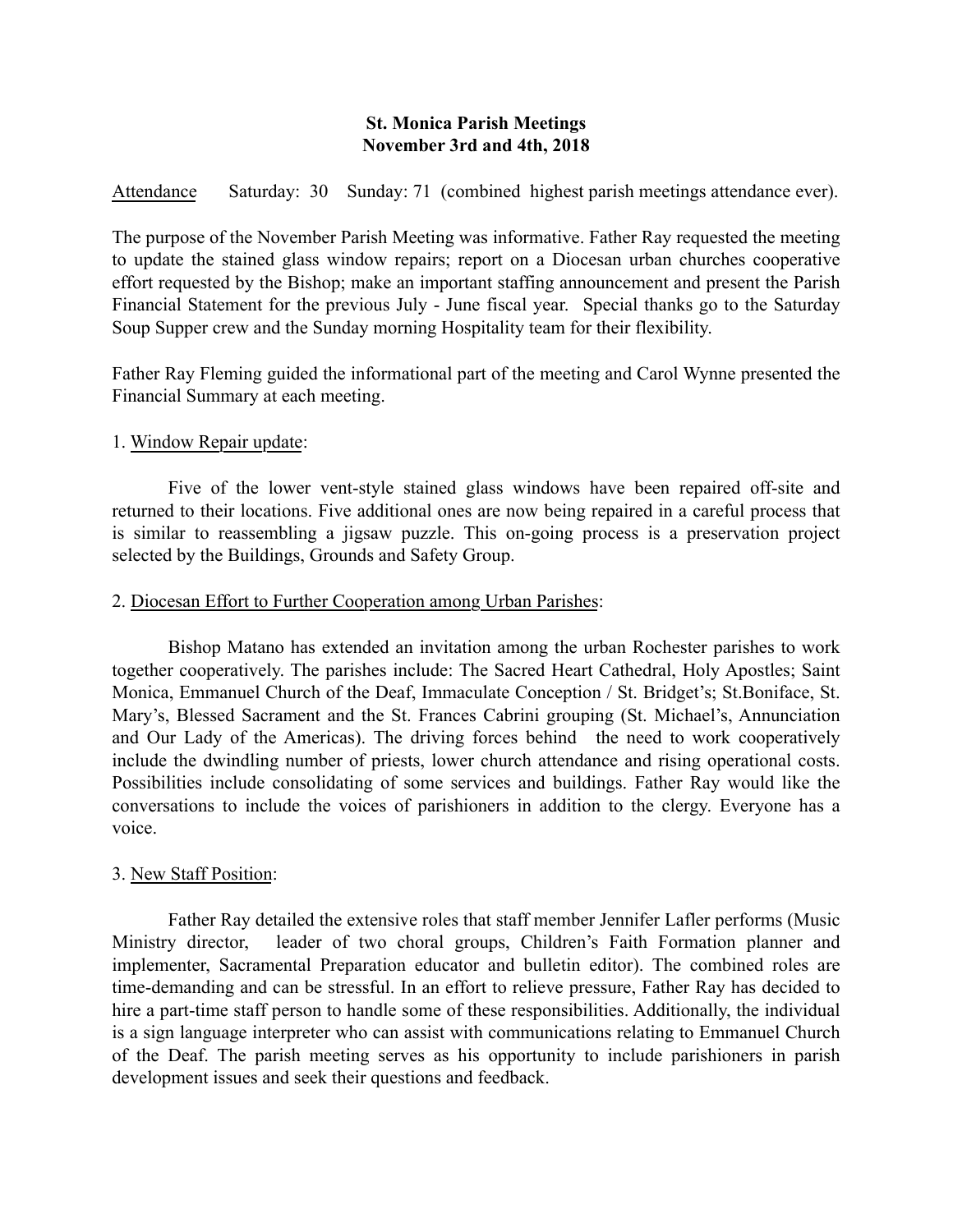# St. Monica Parish Meetings
# November 3rd and 4th, 2018

Attendance    Saturday: 30    Sunday: 71 (combined highest parish meetings attendance ever).

The purpose of the November Parish Meeting was informative. Father Ray requested the meeting to update the stained glass window repairs; report on a Diocesan urban churches cooperative effort requested by the Bishop; make an important staffing announcement and present the Parish Financial Statement for the previous July - June fiscal year. Special thanks go to the Saturday Soup Supper crew and the Sunday morning Hospitality team for their flexibility.

Father Ray Fleming guided the informational part of the meeting and Carol Wynne presented the Financial Summary at each meeting.

1. Window Repair update:

Five of the lower vent-style stained glass windows have been repaired off-site and returned to their locations. Five additional ones are now being repaired in a careful process that is similar to reassembling a jigsaw puzzle. This on-going process is a preservation project selected by the Buildings, Grounds and Safety Group.

2. Diocesan Effort to Further Cooperation among Urban Parishes:

Bishop Matano has extended an invitation among the urban Rochester parishes to work together cooperatively. The parishes include: The Sacred Heart Cathedral, Holy Apostles; Saint Monica, Emmanuel Church of the Deaf, Immaculate Conception / St. Bridget's; St.Boniface, St. Mary's, Blessed Sacrament and the St. Frances Cabrini grouping (St. Michael's, Annunciation and Our Lady of the Americas). The driving forces behind the need to work cooperatively include the dwindling number of priests, lower church attendance and rising operational costs. Possibilities include consolidating of some services and buildings. Father Ray would like the conversations to include the voices of parishioners in addition to the clergy. Everyone has a voice.

3. New Staff Position:

Father Ray detailed the extensive roles that staff member Jennifer Lafler performs (Music Ministry director, leader of two choral groups, Children's Faith Formation planner and implementer, Sacramental Preparation educator and bulletin editor). The combined roles are time-demanding and can be stressful. In an effort to relieve pressure, Father Ray has decided to hire a part-time staff person to handle some of these responsibilities. Additionally, the individual is a sign language interpreter who can assist with communications relating to Emmanuel Church of the Deaf. The parish meeting serves as his opportunity to include parishioners in parish development issues and seek their questions and feedback.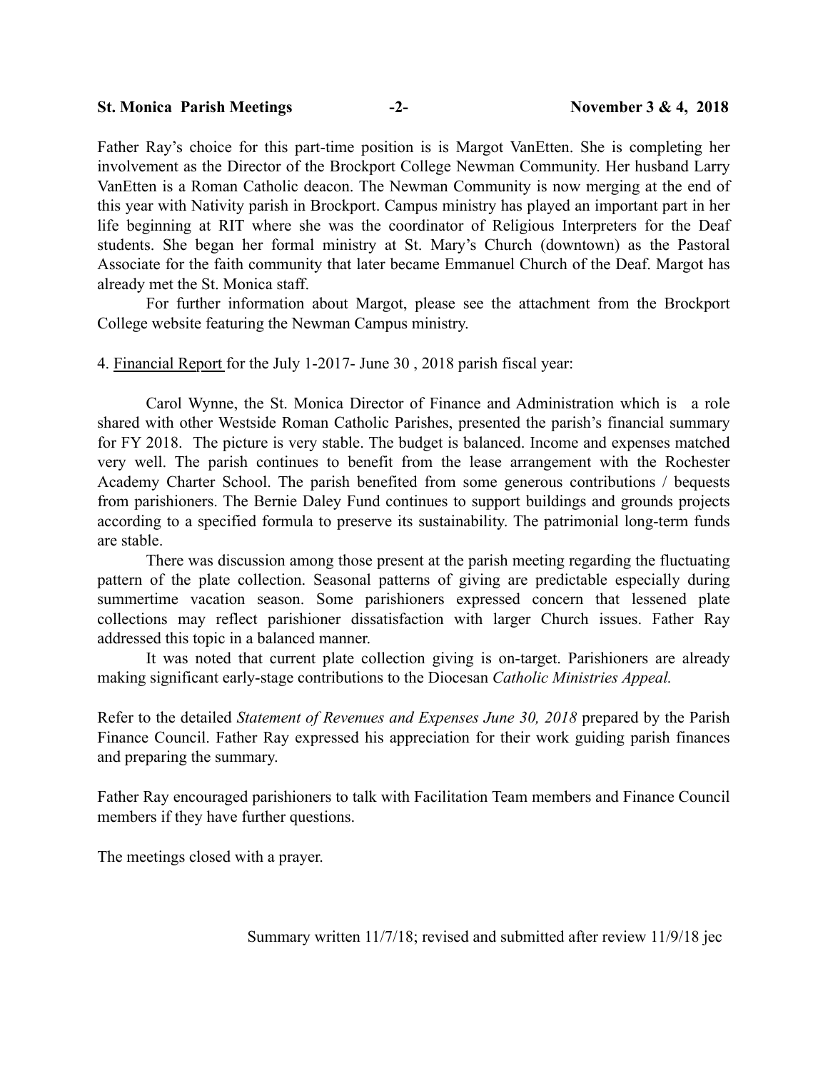Father Ray's choice for this part-time position is is Margot VanEtten. She is completing her involvement as the Director of the Brockport College Newman Community. Her husband Larry VanEtten is a Roman Catholic deacon. The Newman Community is now merging at the end of this year with Nativity parish in Brockport. Campus ministry has played an important part in her life beginning at RIT where she was the coordinator of Religious Interpreters for the Deaf students. She began her formal ministry at St. Mary's Church (downtown) as the Pastoral Associate for the faith community that later became Emmanuel Church of the Deaf. Margot has already met the St. Monica staff.

For further information about Margot, please see the attachment from the Brockport College website featuring the Newman Campus ministry.

4. <u>Financial Report</u> for the July 1-2017- June 30 , 2018 parish fiscal year:

Carol Wynne, the St. Monica Director of Finance and Administration which is a role shared with other Westside Roman Catholic Parishes, presented the parish's financial summary for FY 2018. The picture is very stable. The budget is balanced. Income and expenses matched very well. The parish continues to benefit from the lease arrangement with the Rochester Academy Charter School. The parish benefited from some generous contributions / bequests from parishioners. The Bernie Daley Fund continues to support buildings and grounds projects according to a specified formula to preserve its sustainability. The patrimonial long-term funds are stable.

There was discussion among those present at the parish meeting regarding the fluctuating pattern of the plate collection. Seasonal patterns of giving are predictable especially during summertime vacation season. Some parishioners expressed concern that lessened plate collections may reflect parishioner dissatisfaction with larger Church issues. Father Ray addressed this topic in a balanced manner.

It was noted that current plate collection giving is on-target. Parishioners are already making significant early-stage contributions to the Diocesan *Catholic Ministries Appeal.*

Refer to the detailed *Statement of Revenues and Expenses June 30, 2018* prepared by the Parish Finance Council. Father Ray expressed his appreciation for their work guiding parish finances and preparing the summary.

Father Ray encouraged parishioners to talk with Facilitation Team members and Finance Council members if they have further questions.

The meetings closed with a prayer.

Summary written 11/7/18; revised and submitted after review 11/9/18 jec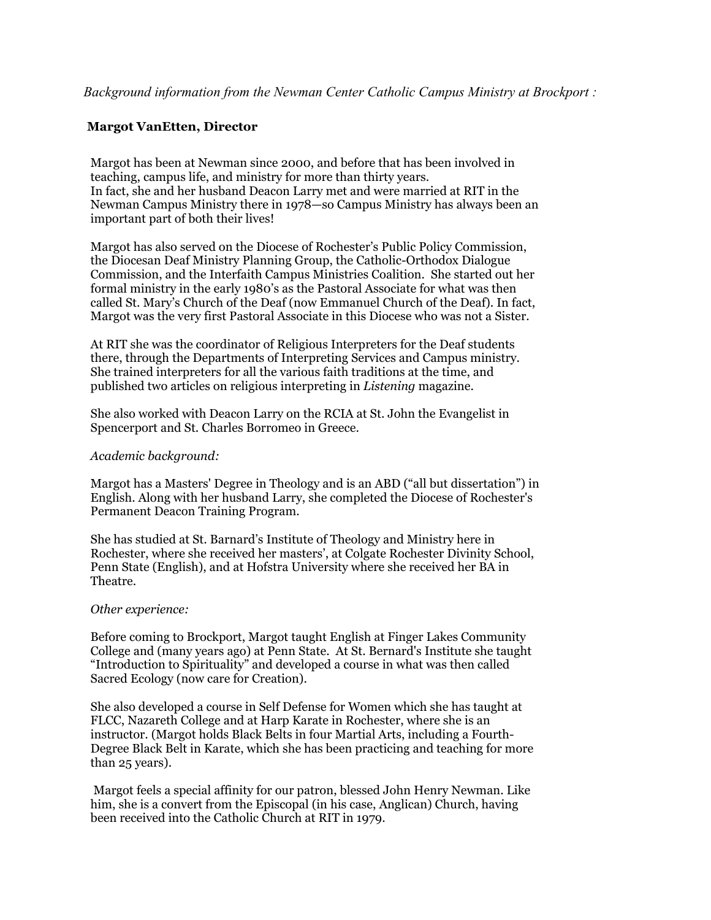*Background information from the Newman Center Catholic Campus Ministry at Brockport :*

**Margot VanEtten, Director**

Margot has been at Newman since 2000, and before that has been involved in teaching, campus life, and ministry for more than thirty years.
In fact, she and her husband Deacon Larry met and were married at RIT in the Newman Campus Ministry there in 1978—so Campus Ministry has always been an important part of both their lives!

Margot has also served on the Diocese of Rochester's Public Policy Commission, the Diocesan Deaf Ministry Planning Group, the Catholic-Orthodox Dialogue Commission, and the Interfaith Campus Ministries Coalition. She started out her formal ministry in the early 1980's as the Pastoral Associate for what was then called St. Mary's Church of the Deaf (now Emmanuel Church of the Deaf). In fact, Margot was the very first Pastoral Associate in this Diocese who was not a Sister.

At RIT she was the coordinator of Religious Interpreters for the Deaf students there, through the Departments of Interpreting Services and Campus ministry. She trained interpreters for all the various faith traditions at the time, and published two articles on religious interpreting in *Listening* magazine.

She also worked with Deacon Larry on the RCIA at St. John the Evangelist in Spencerport and St. Charles Borromeo in Greece.

*Academic background:*

Margot has a Masters' Degree in Theology and is an ABD ("all but dissertation") in English. Along with her husband Larry, she completed the Diocese of Rochester's Permanent Deacon Training Program.

She has studied at St. Barnard's Institute of Theology and Ministry here in Rochester, where she received her masters', at Colgate Rochester Divinity School, Penn State (English), and at Hofstra University where she received her BA in Theatre.

*Other experience:*

Before coming to Brockport, Margot taught English at Finger Lakes Community College and (many years ago) at Penn State. At St. Bernard's Institute she taught "Introduction to Spirituality" and developed a course in what was then called Sacred Ecology (now care for Creation).

She also developed a course in Self Defense for Women which she has taught at FLCC, Nazareth College and at Harp Karate in Rochester, where she is an instructor. (Margot holds Black Belts in four Martial Arts, including a Fourth-Degree Black Belt in Karate, which she has been practicing and teaching for more than 25 years).

Margot feels a special affinity for our patron, blessed John Henry Newman. Like him, she is a convert from the Episcopal (in his case, Anglican) Church, having been received into the Catholic Church at RIT in 1979.